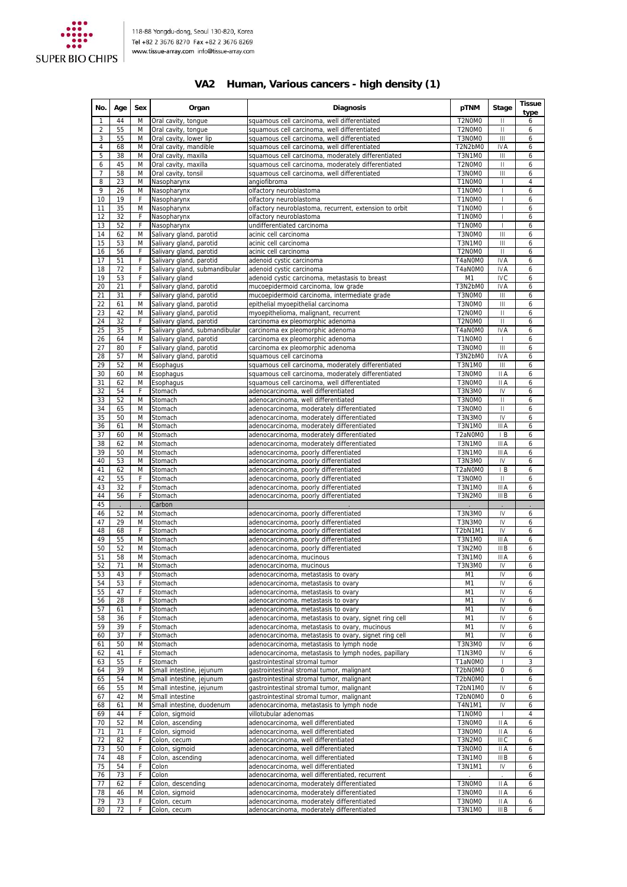SUPER BIO CHIPS

118-88 Yongdu-dong, Seoul 130-820, Korea
Tel +82 2 3676 8270 Fax +82 2 3676 8269
www.tissue-array.com info@tissue-array.com

# VA2 Human, Various cancers - high density (1)

| No. | Age | Sex | Organ | Diagnosis | pTNM | Stage | Tissue type |
|---|---|---|---|---|---|---|---|
| 1 | 44 | M | Oral cavity, tongue | squamous cell carcinoma, well differentiated | T2N0M0 | II | 6 |
| 2 | 55 | M | Oral cavity, tongue | squamous cell carcinoma, well differentiated | T2N0M0 | II | 6 |
| 3 | 55 | M | Oral cavity, lower lip | squamous cell carcinoma, well differentiated | T3N0M0 | III | 6 |
| 4 | 68 | M | Oral cavity, mandible | squamous cell carcinoma, well differentiated | T2N2bM0 | IVA | 6 |
| 5 | 38 | M | Oral cavity, maxilla | squamous cell carcinoma, moderately differentiated | T3N1M0 | III | 6 |
| 6 | 45 | M | Oral cavity, maxilla | squamous cell carcinoma, moderately differentiated | T2N0M0 | II | 6 |
| 7 | 58 | M | Oral cavity, tonsil | squamous cell carcinoma, well differentiated | T3N0M0 | III | 6 |
| 8 | 23 | M | Nasopharynx | angiofibroma | T1N0M0 | I | 4 |
| 9 | 26 | M | Nasopharynx | olfactory neuroblastoma | T1N0M0 | I | 6 |
| 10 | 19 | F | Nasopharynx | olfactory neuroblastoma | T1N0M0 | I | 6 |
| 11 | 35 | M | Nasopharynx | olfactory neuroblastoma, recurrent, extension to orbit | T1N0M0 | I | 6 |
| 12 | 32 | F | Nasopharynx | olfactory neuroblastoma | T1N0M0 | I | 6 |
| 13 | 52 | F | Nasopharynx | undifferentiated carcinoma | T1N0M0 | I | 6 |
| 14 | 62 | M | Salivary gland, parotid | acinic cell carcinoma | T3N0M0 | III | 6 |
| 15 | 53 | M | Salivary gland, parotid | acinic cell carcinoma | T3N1M0 | III | 6 |
| 16 | 56 | F | Salivary gland, parotid | acinic cell carcinoma | T2N0M0 | II | 6 |
| 17 | 51 | F | Salivary gland, parotid | adenoid cystic carcinoma | T4aN0M0 | IVA | 6 |
| 18 | 72 | F | Salivary gland, submandibular | adenoid cystic carcinoma | T4aN0M0 | IVA | 6 |
| 19 | 53 | F | Salivary gland | adenoid cystic carcinoma, metastasis to breast | M1 | IVC | 6 |
| 20 | 21 | F | Salivary gland, parotid | mucoepidermoid carcinoma, low grade | T3N2bM0 | IVA | 6 |
| 21 | 31 | F | Salivary gland, parotid | mucoepidermoid carcinoma, intermediate grade | T3N0M0 | III | 6 |
| 22 | 61 | M | Salivary gland, parotid | epithelial myoepithelial carcinoma | T3N0M0 | III | 6 |
| 23 | 42 | M | Salivary gland, parotid | myoepithelioma, malignant, recurrent | T2N0M0 | II | 6 |
| 24 | 32 | F | Salivary gland, parotid | carcinoma ex pleomorphic adenoma | T2N0M0 | II | 6 |
| 25 | 35 | F | Salivary gland, submandibular | carcinoma ex pleomorphic adenoma | T4aN0M0 | IVA | 6 |
| 26 | 64 | M | Salivary gland, parotid | carcinoma ex pleomorphic adenoma | T1N0M0 | I | 6 |
| 27 | 80 | F | Salivary gland, parotid | carcinoma ex pleomorphic adenoma | T3N0M0 | III | 6 |
| 28 | 57 | M | Salivary gland, parotid | squamous cell carcinoma | T3N2bM0 | IVA | 6 |
| 29 | 52 | M | Esophagus | squamous cell carcinoma, moderately differentiated | T3N1M0 | III | 6 |
| 30 | 60 | M | Esophagus | squamous cell carcinoma, moderately differentiated | T3N0M0 | IIA | 6 |
| 31 | 62 | M | Esophagus | squamous cell carcinoma, well differentiated | T3N0M0 | IIA | 6 |
| 32 | 54 | F | Stomach | adenocarcinoma, well differentiated | T3N3M0 | IV | 6 |
| 33 | 52 | M | Stomach | adenocarcinoma, well differentiated | T3N0M0 | II | 6 |
| 34 | 65 | M | Stomach | adenocarcinoma, moderately differentiated | T3N0M0 | II | 6 |
| 35 | 50 | M | Stomach | adenocarcinoma, moderately differentiated | T3N3M0 | IV | 6 |
| 36 | 61 | M | Stomach | adenocarcinoma, moderately differentiated | T3N1M0 | IIIA | 6 |
| 37 | 60 | M | Stomach | adenocarcinoma, moderately differentiated | T2aN0M0 | IB | 6 |
| 38 | 62 | M | Stomach | adenocarcinoma, moderately differentiated | T3N1M0 | IIIA | 6 |
| 39 | 50 | M | Stomach | adenocarcinoma, poorly differentiated | T3N1M0 | IIIA | 6 |
| 40 | 53 | M | Stomach | adenocarcinoma, poorly differentiated | T3N3M0 | IV | 6 |
| 41 | 62 | M | Stomach | adenocarcinoma, poorly differentiated | T2aN0M0 | IB | 6 |
| 42 | 55 | F | Stomach | adenocarcinoma, poorly differentiated | T3N0M0 | II | 6 |
| 43 | 32 | F | Stomach | adenocarcinoma, poorly differentiated | T3N1M0 | IIIA | 6 |
| 44 | 56 | F | Stomach | adenocarcinoma, poorly differentiated | T3N2M0 | IIIB | 6 |
| 45 | . | . | Carbon | . | . | . | . |
| 46 | 52 | M | Stomach | adenocarcinoma, poorly differentiated | T3N3M0 | IV | 6 |
| 47 | 29 | M | Stomach | adenocarcinoma, poorly differentiated | T3N3M0 | IV | 6 |
| 48 | 68 | F | Stomach | adenocarcinoma, poorly differentiated | T2bN1M1 | IV | 6 |
| 49 | 55 | M | Stomach | adenocarcinoma, poorly differentiated | T3N1M0 | IIIA | 6 |
| 50 | 52 | M | Stomach | adenocarcinoma, poorly differentiated | T3N2M0 | IIIB | 6 |
| 51 | 58 | M | Stomach | adenocarcinoma, mucinous | T3N1M0 | IIIA | 6 |
| 52 | 71 | M | Stomach | adenocarcinoma, mucinous | T3N3M0 | IV | 6 |
| 53 | 43 | F | Stomach | adenocarcinoma, metastasis to ovary | M1 | IV | 6 |
| 54 | 53 | F | Stomach | adenocarcinoma, metastasis to ovary | M1 | IV | 6 |
| 55 | 47 | F | Stomach | adenocarcinoma, metastasis to ovary | M1 | IV | 6 |
| 56 | 28 | F | Stomach | adenocarcinoma, metastasis to ovary | M1 | IV | 6 |
| 57 | 61 | F | Stomach | adenocarcinoma, metastasis to ovary | M1 | IV | 6 |
| 58 | 36 | F | Stomach | adenocarcinoma, metastasis to ovary, signet ring cell | M1 | IV | 6 |
| 59 | 39 | F | Stomach | adenocarcinoma, metastasis to ovary, mucinous | M1 | IV | 6 |
| 60 | 37 | F | Stomach | adenocarcinoma, metastasis to ovary, signet ring cell | M1 | IV | 6 |
| 61 | 50 | M | Stomach | adenocarcinoma, metastasis to lymph node | T3N3M0 | IV | 6 |
| 62 | 41 | F | Stomach | adenocarcinoma, metastasis to lymph nodes, papillary | T1N3M0 | IV | 6 |
| 63 | 55 | F | Stomach | gastrointestinal stromal tumor | T1aN0M0 | I | 3 |
| 64 | 39 | M | Small intestine, jejunum | gastrointestinal stromal tumor, malignant | T2bN0M0 | 0 | 6 |
| 65 | 54 | M | Small intestine, jejunum | gastrointestinal stromal tumor, malignant | T2bN0M0 | I | 6 |
| 66 | 55 | M | Small intestine, jejunum | gastrointestinal stromal tumor, malignant | T2bN1M0 | IV | 6 |
| 67 | 42 | M | Small intestine | gastrointestinal stromal tumor, malignant | T2bN0M0 | 0 | 6 |
| 68 | 61 | M | Small intestine, duodenum | adenocarcinoma, metastasis to lymph node | T4N1M1 | IV | 6 |
| 69 | 44 | F | Colon, sigmoid | villotubular adenomas | T1N0M0 | I | 4 |
| 70 | 52 | M | Colon, ascending | adenocarcinoma, well differentiated | T3N0M0 | IIA | 6 |
| 71 | 71 | F | Colon, sigmoid | adenocarcinoma, well differentiated | T3N0M0 | IIA | 6 |
| 72 | 82 | F | Colon, cecum | adenocarcinoma, well differentiated | T3N2M0 | IIIC | 6 |
| 73 | 50 | F | Colon, sigmoid | adenocarcinoma, well differentiated | T3N0M0 | IIA | 6 |
| 74 | 48 | F | Colon, ascending | adenocarcinoma, well differentiated | T3N1M0 | IIIB | 6 |
| 75 | 54 | F | Colon | adenocarcinoma, well differentiated | T3N1M1 | IV | 6 |
| 76 | 73 | F | Colon | adenocarcinoma, well differentiated, recurrent | . | . | 6 |
| 77 | 62 | F | Colon, descending | adenocarcinoma, moderately differentiated | T3N0M0 | IIA | 6 |
| 78 | 46 | M | Colon, sigmoid | adenocarcinoma, moderately differentiated | T3N0M0 | IIA | 6 |
| 79 | 73 | F | Colon, cecum | adenocarcinoma, moderately differentiated | T3N0M0 | IIA | 6 |
| 80 | 72 | F | Colon, cecum | adenocarcinoma, moderately differentiated | T3N1M0 | IIIB | 6 |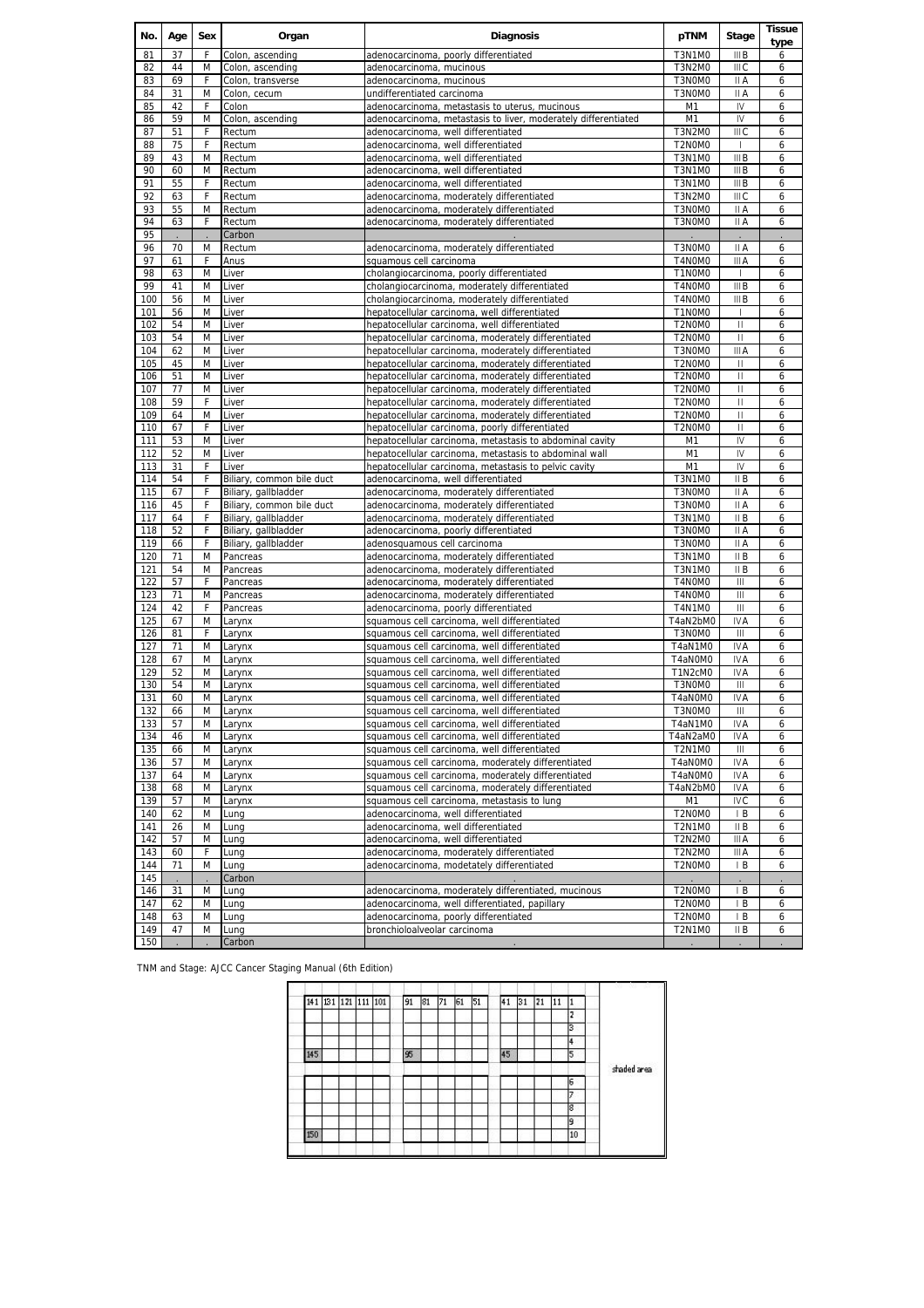| No. | Age | Sex | Organ | Diagnosis | pTNM | Stage | Tissue type |
|---|---|---|---|---|---|---|---|
| 81 | 37 | F | Colon, ascending | adenocarcinoma, poorly differentiated | T3N1M0 | IIIB | 6 |
| 82 | 44 | M | Colon, ascending | adenocarcinoma, mucinous | T3N2M0 | IIIC | 6 |
| 83 | 69 | F | Colon, transverse | adenocarcinoma, mucinous | T3N0M0 | IIA | 6 |
| 84 | 31 | M | Colon, cecum | undifferentiated carcinoma | T3N0M0 | IIA | 6 |
| 85 | 42 | F | Colon | adenocarcinoma, metastasis to uterus, mucinous | M1 | IV | 6 |
| 86 | 59 | M | Colon, ascending | adenocarcinoma, metastasis to liver, moderately differentiated | M1 | IV | 6 |
| 87 | 51 | F | Rectum | adenocarcinoma, well differentiated | T3N2M0 | IIIC | 6 |
| 88 | 75 | F | Rectum | adenocarcinoma, well differentiated | T2N0M0 | I | 6 |
| 89 | 43 | M | Rectum | adenocarcinoma, well differentiated | T3N1M0 | IIIB | 6 |
| 90 | 60 | M | Rectum | adenocarcinoma, well differentiated | T3N1M0 | IIIB | 6 |
| 91 | 55 | F | Rectum | adenocarcinoma, well differentiated | T3N1M0 | IIIB | 6 |
| 92 | 63 | F | Rectum | adenocarcinoma, moderately differentiated | T3N2M0 | IIIC | 6 |
| 93 | 55 | M | Rectum | adenocarcinoma, moderately differentiated | T3N0M0 | IIA | 6 |
| 94 | 63 | F | Rectum | adenocarcinoma, moderately differentiated | T3N0M0 | IIA | 6 |
| 95 | . | . | Carbon | . | . | . | . |
| 96 | 70 | M | Rectum | adenocarcinoma, moderately differentiated | T3N0M0 | IIA | 6 |
| 97 | 61 | F | Anus | squamous cell carcinoma | T4N0M0 | IIIA | 6 |
| 98 | 63 | M | Liver | cholangiocarcinoma, poorly differentiated | T1N0M0 | I | 6 |
| 99 | 41 | M | Liver | cholangiocarcinoma, moderately differentiated | T4N0M0 | IIIB | 6 |
| 100 | 56 | M | Liver | cholangiocarcinoma, moderately differentiated | T4N0M0 | IIIB | 6 |
| 101 | 56 | M | Liver | hepatocellular carcinoma, well differentiated | T1N0M0 | I | 6 |
| 102 | 54 | M | Liver | hepatocellular carcinoma, well differentiated | T2N0M0 | II | 6 |
| 103 | 54 | M | Liver | hepatocellular carcinoma, moderately differentiated | T2N0M0 | II | 6 |
| 104 | 62 | M | Liver | hepatocellular carcinoma, moderately differentiated | T3N0M0 | IIIA | 6 |
| 105 | 45 | M | Liver | hepatocellular carcinoma, moderately differentiated | T2N0M0 | II | 6 |
| 106 | 51 | M | Liver | hepatocellular carcinoma, moderately differentiated | T2N0M0 | II | 6 |
| 107 | 77 | M | Liver | hepatocellular carcinoma, moderately differentiated | T2N0M0 | II | 6 |
| 108 | 59 | F | Liver | hepatocellular carcinoma, moderately differentiated | T2N0M0 | II | 6 |
| 109 | 64 | M | Liver | hepatocellular carcinoma, moderately differentiated | T2N0M0 | II | 6 |
| 110 | 67 | F | Liver | hepatocellular carcinoma, poorly differentiated | T2N0M0 | II | 6 |
| 111 | 53 | M | Liver | hepatocellular carcinoma, metastasis to abdominal cavity | M1 | IV | 6 |
| 112 | 52 | M | Liver | hepatocellular carcinoma, metastasis to abdominal wall | M1 | IV | 6 |
| 113 | 31 | F | Liver | hepatocellular carcinoma, metastasis to pelvic cavity | M1 | IV | 6 |
| 114 | 54 | F | Biliary, common bile duct | adenocarcinoma, well differentiated | T3N1M0 | IIB | 6 |
| 115 | 67 | F | Biliary, gallbladder | adenocarcinoma, moderately differentiated | T3N0M0 | IIA | 6 |
| 116 | 45 | F | Biliary, common bile duct | adenocarcinoma, moderately differentiated | T3N0M0 | IIA | 6 |
| 117 | 64 | F | Biliary, gallbladder | adenocarcinoma, moderately differentiated | T3N1M0 | IIB | 6 |
| 118 | 52 | F | Biliary, gallbladder | adenocarcinoma, poorly differentiated | T3N0M0 | IIA | 6 |
| 119 | 66 | F | Biliary, gallbladder | adenosquamous cell carcinoma | T3N0M0 | IIA | 6 |
| 120 | 71 | M | Pancreas | adenocarcinoma, moderately differentiated | T3N1M0 | IIB | 6 |
| 121 | 54 | M | Pancreas | adenocarcinoma, moderately differentiated | T3N1M0 | IIB | 6 |
| 122 | 57 | F | Pancreas | adenocarcinoma, moderately differentiated | T4N0M0 | III | 6 |
| 123 | 71 | M | Pancreas | adenocarcinoma, moderately differentiated | T4N0M0 | III | 6 |
| 124 | 42 | F | Pancreas | adenocarcinoma, poorly differentiated | T4N1M0 | III | 6 |
| 125 | 67 | M | Larynx | squamous cell carcinoma, well differentiated | T4aN2bM0 | IVA | 6 |
| 126 | 81 | F | Larynx | squamous cell carcinoma, well differentiated | T3N0M0 | III | 6 |
| 127 | 71 | M | Larynx | squamous cell carcinoma, well differentiated | T4aN1M0 | IVA | 6 |
| 128 | 67 | M | Larynx | squamous cell carcinoma, well differentiated | T4aN0M0 | IVA | 6 |
| 129 | 52 | M | Larynx | squamous cell carcinoma, well differentiated | T1N2cM0 | IVA | 6 |
| 130 | 54 | M | Larynx | squamous cell carcinoma, well differentiated | T3N0M0 | III | 6 |
| 131 | 60 | M | Larynx | squamous cell carcinoma, well differentiated | T4aN0M0 | IVA | 6 |
| 132 | 66 | M | Larynx | squamous cell carcinoma, well differentiated | T3N0M0 | III | 6 |
| 133 | 57 | M | Larynx | squamous cell carcinoma, well differentiated | T4aN1M0 | IVA | 6 |
| 134 | 46 | M | Larynx | squamous cell carcinoma, well differentiated | T4aN2aM0 | IVA | 6 |
| 135 | 66 | M | Larynx | squamous cell carcinoma, well differentiated | T2N1M0 | III | 6 |
| 136 | 57 | M | Larynx | squamous cell carcinoma, moderately differentiated | T4aN0M0 | IVA | 6 |
| 137 | 64 | M | Larynx | squamous cell carcinoma, moderately differentiated | T4aN0M0 | IVA | 6 |
| 138 | 68 | M | Larynx | squamous cell carcinoma, moderately differentiated | T4aN2bM0 | IVA | 6 |
| 139 | 57 | M | Larynx | squamous cell carcinoma, metastasis to lung | M1 | IVC | 6 |
| 140 | 62 | M | Lung | adenocarcinoma, well differentiated | T2N0M0 | IB | 6 |
| 141 | 26 | M | Lung | adenocarcinoma, well differentiated | T2N1M0 | IIB | 6 |
| 142 | 57 | M | Lung | adenocarcinoma, well differentiated | T2N2M0 | IIIA | 6 |
| 143 | 60 | F | Lung | adenocarcinoma, moderately differentiated | T2N2M0 | IIIA | 6 |
| 144 | 71 | M | Lung | adenocarcinoma, modetately differentiated | T2N0M0 | IB | 6 |
| 145 | . | . | Carbon | . | . | . | . |
| 146 | 31 | M | Lung | adenocarcinoma, moderately differentiated, mucinous | T2N0M0 | IB | 6 |
| 147 | 62 | M | Lung | adenocarcinoma, well differentiated, papillary | T2N0M0 | IB | 6 |
| 148 | 63 | M | Lung | adenocarcinoma, poorly differentiated | T2N0M0 | IB | 6 |
| 149 | 47 | M | Lung | bronchioloalveolar carcinoma | T2N1M0 | IIB | 6 |
| 150 | . | . | Carbon | . | . | . | . |

TNM and Stage: AJCC Cancer Staging Manual (6th Edition)

141 131 121 111 101 91 81 71 61 51 41 31 21 11 1

2

3

4

145 95 45 5

shaded area

6

7

8

9

150 10